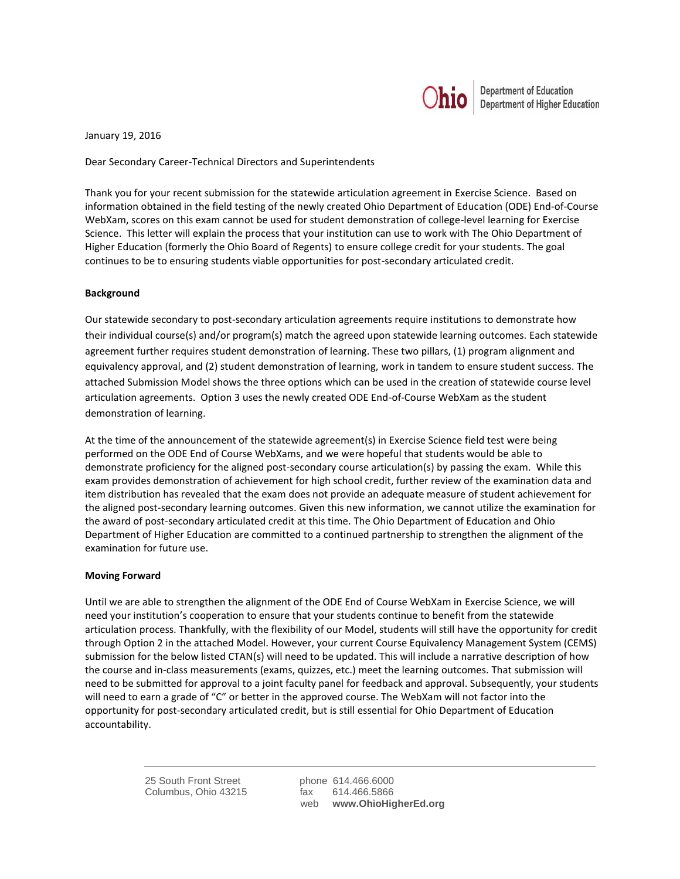Ohio | Department of Education
Department of Higher Education

January 19, 2016

Dear Secondary Career-Technical Directors and Superintendents

Thank you for your recent submission for the statewide articulation agreement in Exercise Science. Based on information obtained in the field testing of the newly created Ohio Department of Education (ODE) End-of-Course WebXam, scores on this exam cannot be used for student demonstration of college-level learning for Exercise Science. This letter will explain the process that your institution can use to work with The Ohio Department of Higher Education (formerly the Ohio Board of Regents) to ensure college credit for your students. The goal continues to be to ensuring students viable opportunities for post-secondary articulated credit.

**Background**

Our statewide secondary to post-secondary articulation agreements require institutions to demonstrate how their individual course(s) and/or program(s) match the agreed upon statewide learning outcomes. Each statewide agreement further requires student demonstration of learning. These two pillars, (1) program alignment and equivalency approval, and (2) student demonstration of learning, work in tandem to ensure student success. The attached Submission Model shows the three options which can be used in the creation of statewide course level articulation agreements. Option 3 uses the newly created ODE End-of-Course WebXam as the student demonstration of learning.

At the time of the announcement of the statewide agreement(s) in Exercise Science field test were being performed on the ODE End of Course WebXams, and we were hopeful that students would be able to demonstrate proficiency for the aligned post-secondary course articulation(s) by passing the exam. While this exam provides demonstration of achievement for high school credit, further review of the examination data and item distribution has revealed that the exam does not provide an adequate measure of student achievement for the aligned post-secondary learning outcomes. Given this new information, we cannot utilize the examination for the award of post-secondary articulated credit at this time. The Ohio Department of Education and Ohio Department of Higher Education are committed to a continued partnership to strengthen the alignment of the examination for future use.

**Moving Forward**

Until we are able to strengthen the alignment of the ODE End of Course WebXam in Exercise Science, we will need your institution's cooperation to ensure that your students continue to benefit from the statewide articulation process. Thankfully, with the flexibility of our Model, students will still have the opportunity for credit through Option 2 in the attached Model. However, your current Course Equivalency Management System (CEMS) submission for the below listed CTAN(s) will need to be updated. This will include a narrative description of how the course and in-class measurements (exams, quizzes, etc.) meet the learning outcomes. That submission will need to be submitted for approval to a joint faculty panel for feedback and approval. Subsequently, your students will need to earn a grade of "C" or better in the approved course. The WebXam will not factor into the opportunity for post-secondary articulated credit, but is still essential for Ohio Department of Education accountability.

25 South Front Street
Columbus, Ohio 43215

phone 614.466.6000
fax 614.466.5866
web **www.OhioHigherEd.org**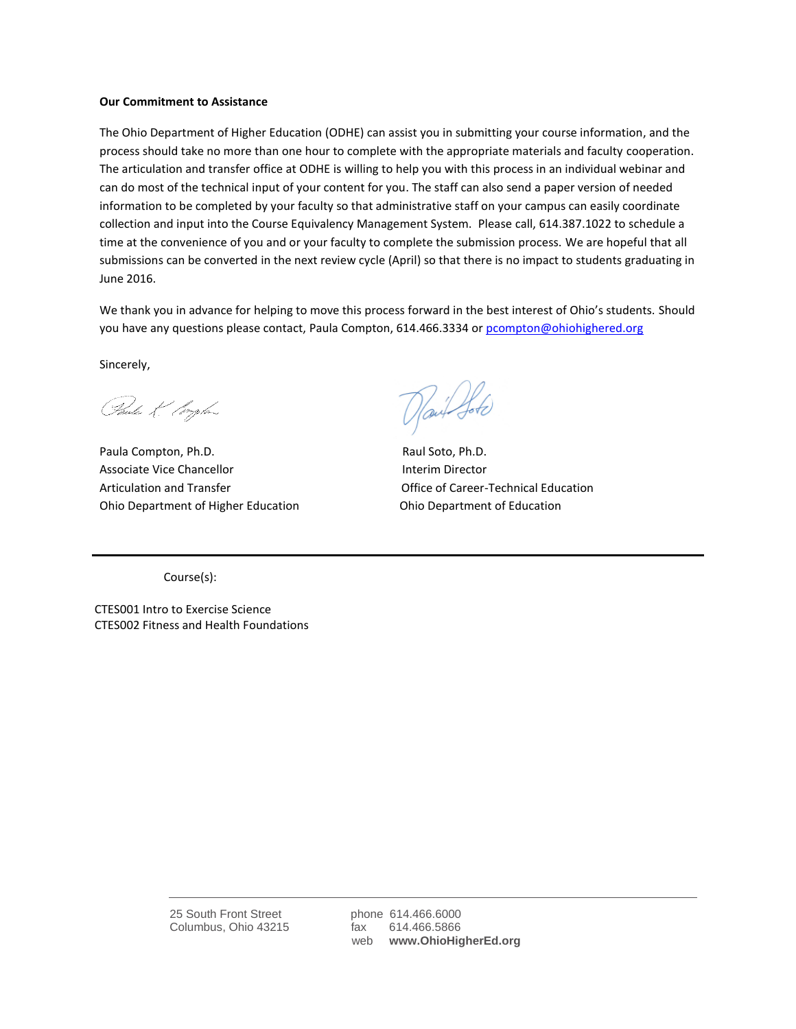**Our Commitment to Assistance**

The Ohio Department of Higher Education (ODHE) can assist you in submitting your course information, and the process should take no more than one hour to complete with the appropriate materials and faculty cooperation. The articulation and transfer office at ODHE is willing to help you with this process in an individual webinar and can do most of the technical input of your content for you. The staff can also send a paper version of needed information to be completed by your faculty so that administrative staff on your campus can easily coordinate collection and input into the Course Equivalency Management System. Please call, 614.387.1022 to schedule a time at the convenience of you and or your faculty to complete the submission process. We are hopeful that all submissions can be converted in the next review cycle (April) so that there is no impact to students graduating in June 2016.

We thank you in advance for helping to move this process forward in the best interest of Ohio's students. Should you have any questions please contact, Paula Compton, 614.466.3334 or pcompton@ohiohighered.org

Sincerely,

Paula Compton, Ph.D.
Associate Vice Chancellor
Articulation and Transfer
Ohio Department of Higher Education

Raul Soto, Ph.D.
Interim Director
Office of Career-Technical Education
Ohio Department of Education

---

Course(s):

CTES001 Intro to Exercise Science
CTES002 Fitness and Health Foundations

25 South Front Street
Columbus, Ohio 43215

phone 614.466.6000
fax 614.466.5866
web **www.OhioHigherEd.org**